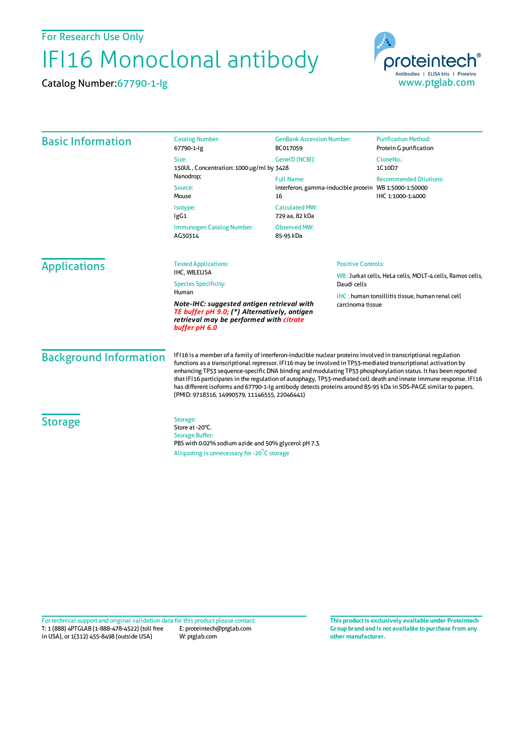For Research Use Only

# IFI16 Monoclonal antibody

Catalog Number: 67790-1-Ig

proteintech®
Antibodies | ELISA kits | Proteins
www.ptglab.com

## Basic Information

**Catalog Number:**
67790-1-Ig

**Size:**
150UL , Concentration: 1000 μg/ml by Nanodrop;

**Source:**
Mouse

**Isotype:**
IgG1

**Immunogen Catalog Number:**
AG30314

**GenBank Accession Number:**
BC017059

**GeneID (NCBI):**
3428

**Full Name:**
interferon, gamma-inducible protein 16

**Calculated MW:**
729 aa, 82 kDa

**Observed MW:**
85-95 kDa

**Purification Method:**
Protein G purification

**CloneNo.:**
1C10D7

**Recommended Dilutions:**
WB 1:5000-1:50000
IHC 1:1000-1:4000

## Applications

**Tested Applications:**
IHC, WB,ELISA

**Species Specificity:**
Human

***Note-IHC: suggested antigen retrieval with TE buffer pH 9.0; (\*) Alternatively, antigen retrieval may be performed with citrate buffer pH 6.0***

**Positive Controls:**

WB : Jurkat cells, HeLa cells, MOLT-4 cells, Ramos cells, Daudi cells

IHC : human tonsillitis tissue, human renal cell carcinoma tissue

## Background Information

IFI16 is a member of a family of interferon-inducible nuclear proteins involved in transcriptional regulation functions as a transcriptional repressor. IFI16 may be involved in TP53-mediated transcriptional activation by enhancing TP53 sequence-specific DNA binding and modulating TP53 phosphorylation status. It has been reported that IFI16 participates in the regulation of autophagy, TP53-mediated cell death and innate immune response. IFI16 has different isoforms and 67790-1-Ig antibody detects proteins around 85-95 kDa in SDS-PAGE similar to papers. (PMID: 9718316, 14990579, 11146555, 22046441)

## Storage

**Storage:**
Store at -20°C.

**Storage Buffer:**
PBS with 0.02% sodium azide and 50% glycerol pH 7.3.

Aliquoting is unnecessary for -20°C storage

For technical support and original validation data for this product please contact:
T: 1 (888) 4PTGLAB (1-888-478-4522) (toll free in USA), or 1(312) 455-8498 (outside USA)
E: proteintech@ptglab.com
W: ptglab.com

**This product is exclusively available under Proteintech Group brand and is not available to purchase from any other manufacturer.**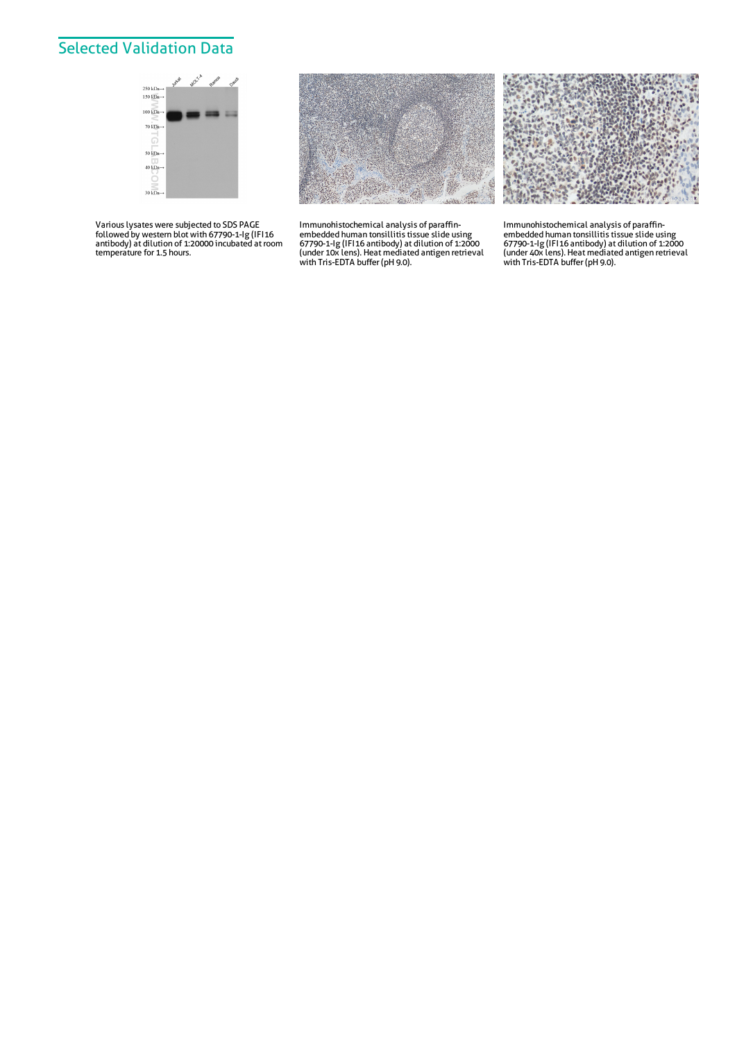## Selected Validation Data

250 kDa→
150 kDa→
100 kDa→
70 kDa→
50 kDa→
40 kDa→
30 kDa→

Jurkat
MOLT-4
Ramos
Daudi

Various lysates were subjected to SDS PAGE followed by western blot with 67790-1-Ig (IFI16 antibody) at dilution of 1:20000 incubated at room temperature for 1.5 hours.

Immunohistochemical analysis of paraffin-embedded human tonsillitis tissue slide using 67790-1-Ig (IFI16 antibody) at dilution of 1:2000 (under 10x lens). Heat mediated antigen retrieval with Tris-EDTA buffer (pH 9.0).

Immunohistochemical analysis of paraffin-embedded human tonsillitis tissue slide using 67790-1-Ig (IFI16 antibody) at dilution of 1:2000 (under 40x lens). Heat mediated antigen retrieval with Tris-EDTA buffer (pH 9.0).